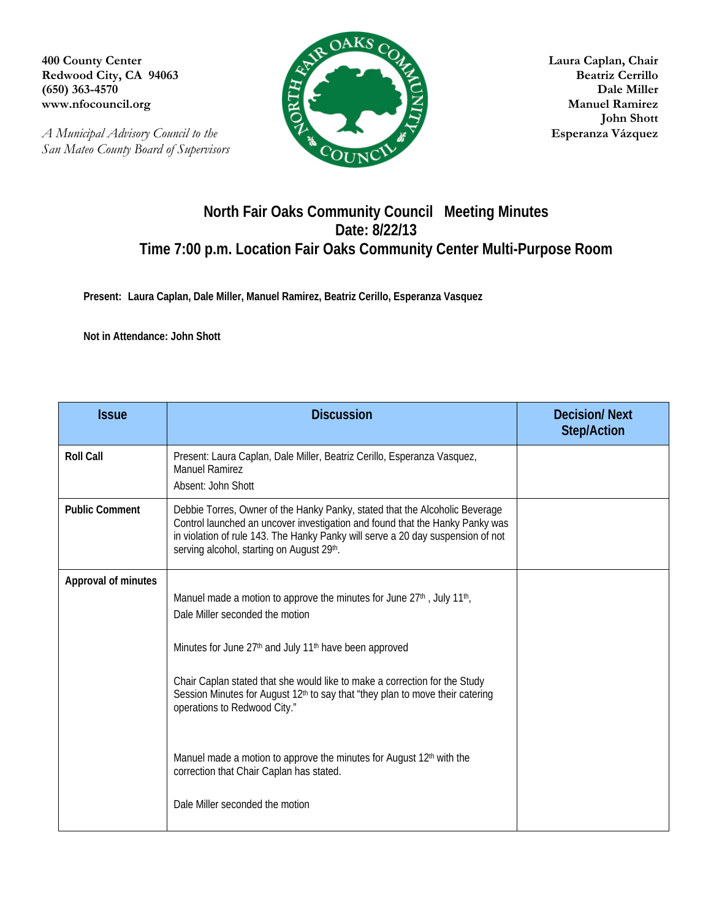**400 County Center**
**Redwood City, CA 94063**
**(650) 363-4570**
**www.nfocouncil.org**

*A Municipal Advisory Council to the San Mateo County Board of Supervisors*

**Laura Caplan, Chair**
**Beatriz Cerrillo**
**Dale Miller**
**Manuel Ramirez**
**John Shott**
**Esperanza Vázquez**

# North Fair Oaks Community Council Meeting Minutes
## Date: 8/22/13
## Time 7:00 p.m. Location Fair Oaks Community Center Multi-Purpose Room

**Present: Laura Caplan, Dale Miller, Manuel Ramirez, Beatriz Cerillo, Esperanza Vasquez**

**Not in Attendance: John Shott**

| Issue | Discussion | Decision/ Next Step/Action |
|---|---|---|
| **Roll Call** | Present: Laura Caplan, Dale Miller, Beatriz Cerillo, Esperanza Vasquez, Manuel Ramirez<br>Absent: John Shott | |
| **Public Comment** | Debbie Torres, Owner of the Hanky Panky, stated that the Alcoholic Beverage Control launched an uncover investigation and found that the Hanky Panky was in violation of rule 143. The Hanky Panky will serve a 20 day suspension of not serving alcohol, starting on August 29th. | |
| **Approval of minutes** | Manuel made a motion to approve the minutes for June 27th , July 11th,<br>Dale Miller seconded the motion<br><br>Minutes for June 27th and July 11th have been approved<br><br>Chair Caplan stated that she would like to make a correction for the Study Session Minutes for August 12th to say that "they plan to move their catering operations to Redwood City."<br><br>Manuel made a motion to approve the minutes for August 12th with the correction that Chair Caplan has stated.<br><br>Dale Miller seconded the motion | |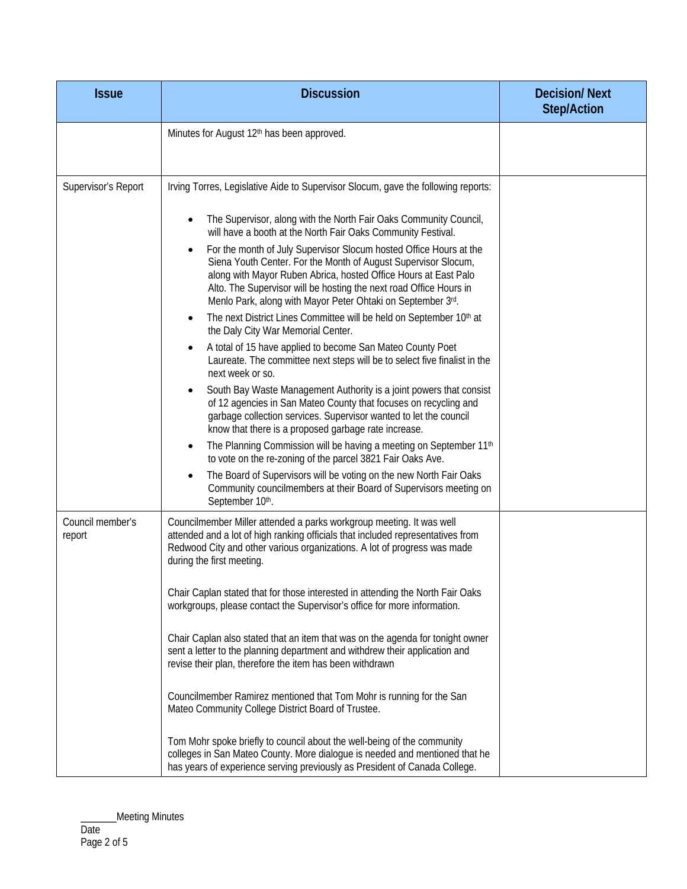| Issue | Discussion | Decision/ Next Step/Action |
|---|---|---|
| | Minutes for August 12th has been approved. | |
| Supervisor's Report | Irving Torres, Legislative Aide to Supervisor Slocum, gave the following reports:<br><br>• The Supervisor, along with the North Fair Oaks Community Council, will have a booth at the North Fair Oaks Community Festival.<br>• For the month of July Supervisor Slocum hosted Office Hours at the Siena Youth Center. For the Month of August Supervisor Slocum, along with Mayor Ruben Abrica, hosted Office Hours at East Palo Alto. The Supervisor will be hosting the next road Office Hours in Menlo Park, along with Mayor Peter Ohtaki on September 3rd.<br>• The next District Lines Committee will be held on September 10th at the Daly City War Memorial Center.<br>• A total of 15 have applied to become San Mateo County Poet Laureate. The committee next steps will be to select five finalist in the next week or so.<br>• South Bay Waste Management Authority is a joint powers that consist of 12 agencies in San Mateo County that focuses on recycling and garbage collection services. Supervisor wanted to let the council know that there is a proposed garbage rate increase.<br>• The Planning Commission will be having a meeting on September 11th to vote on the re-zoning of the parcel 3821 Fair Oaks Ave.<br>• The Board of Supervisors will be voting on the new North Fair Oaks Community councilmembers at their Board of Supervisors meeting on September 10th. | |
| Council member's report | Councilmember Miller attended a parks workgroup meeting. It was well attended and a lot of high ranking officials that included representatives from Redwood City and other various organizations. A lot of progress was made during the first meeting.<br><br>Chair Caplan stated that for those interested in attending the North Fair Oaks workgroups, please contact the Supervisor's office for more information.<br><br>Chair Caplan also stated that an item that was on the agenda for tonight owner sent a letter to the planning department and withdrew their application and revise their plan, therefore the item has been withdrawn<br><br>Councilmember Ramirez mentioned that Tom Mohr is running for the San Mateo Community College District Board of Trustee.<br><br>Tom Mohr spoke briefly to council about the well-being of the community colleges in San Mateo County. More dialogue is needed and mentioned that he has years of experience serving previously as President of Canada College. | |

_______Meeting Minutes
Date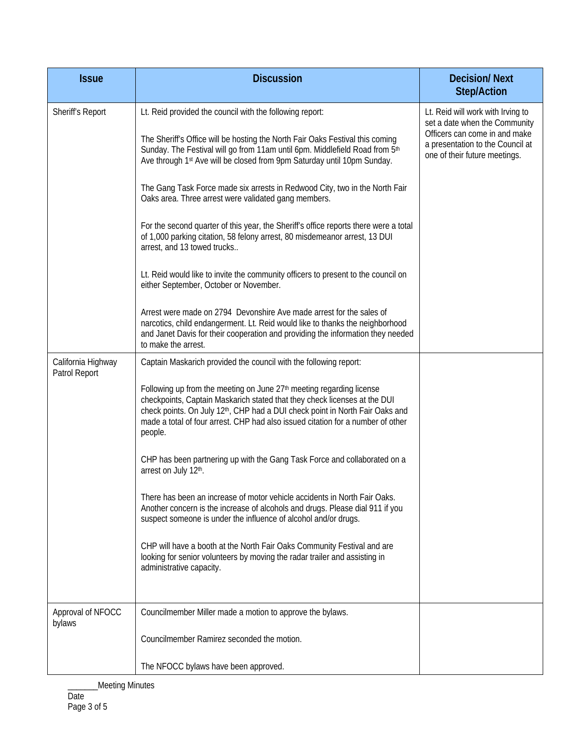| Issue | Discussion | Decision/ Next Step/Action |
|---|---|---|
| Sheriff's Report | Lt. Reid provided the council with the following report:<br><br>The Sheriff's Office will be hosting the North Fair Oaks Festival this coming Sunday. The Festival will go from 11am until 6pm. Middlefield Road from 5th Ave through 1st Ave will be closed from 9pm Saturday until 10pm Sunday.<br><br>The Gang Task Force made six arrests in Redwood City, two in the North Fair Oaks area. Three arrest were validated gang members.<br><br>For the second quarter of this year, the Sheriff's office reports there were a total of 1,000 parking citation, 58 felony arrest, 80 misdemeanor arrest, 13 DUI arrest, and 13 towed trucks..<br><br>Lt. Reid would like to invite the community officers to present to the council on either September, October or November.<br><br>Arrest were made on 2794 Devonshire Ave made arrest for the sales of narcotics, child endangerment. Lt. Reid would like to thanks the neighborhood and Janet Davis for their cooperation and providing the information they needed to make the arrest. | Lt. Reid will work with Irving to set a date when the Community Officers can come in and make a presentation to the Council at one of their future meetings. |
| California Highway Patrol Report | Captain Maskarich provided the council with the following report:<br><br>Following up from the meeting on June 27th meeting regarding license checkpoints, Captain Maskarich stated that they check licenses at the DUI check points. On July 12th, CHP had a DUI check point in North Fair Oaks and made a total of four arrest. CHP had also issued citation for a number of other people.<br><br>CHP has been partnering up with the Gang Task Force and collaborated on a arrest on July 12th.<br><br>There has been an increase of motor vehicle accidents in North Fair Oaks. Another concern is the increase of alcohols and drugs. Please dial 911 if you suspect someone is under the influence of alcohol and/or drugs.<br><br>CHP will have a booth at the North Fair Oaks Community Festival and are looking for senior volunteers by moving the radar trailer and assisting in administrative capacity. | |
| Approval of NFOCC bylaws | Councilmember Miller made a motion to approve the bylaws.<br><br>Councilmember Ramirez seconded the motion.<br><br>The NFOCC bylaws have been approved. | |

_______Meeting Minutes
Date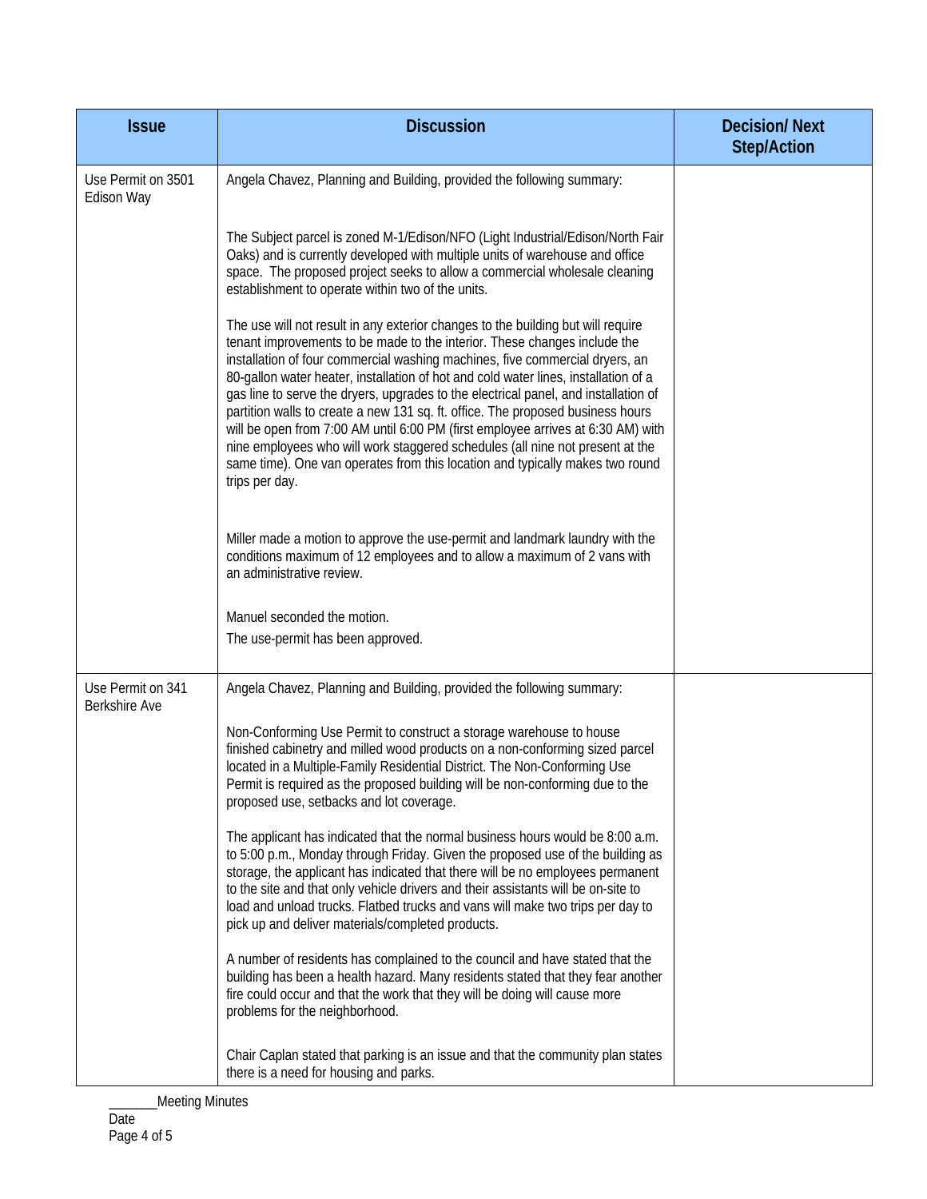| Issue | Discussion | Decision/ Next Step/Action |
|---|---|---|
| Use Permit on 3501 Edison Way | Angela Chavez, Planning and Building, provided the following summary:<br><br>The Subject parcel is zoned M-1/Edison/NFO (Light Industrial/Edison/North Fair Oaks) and is currently developed with multiple units of warehouse and office space. The proposed project seeks to allow a commercial wholesale cleaning establishment to operate within two of the units.<br><br>The use will not result in any exterior changes to the building but will require tenant improvements to be made to the interior. These changes include the installation of four commercial washing machines, five commercial dryers, an 80-gallon water heater, installation of hot and cold water lines, installation of a gas line to serve the dryers, upgrades to the electrical panel, and installation of partition walls to create a new 131 sq. ft. office. The proposed business hours will be open from 7:00 AM until 6:00 PM (first employee arrives at 6:30 AM) with nine employees who will work staggered schedules (all nine not present at the same time). One van operates from this location and typically makes two round trips per day.<br><br>Miller made a motion to approve the use-permit and landmark laundry with the conditions maximum of 12 employees and to allow a maximum of 2 vans with an administrative review.<br><br>Manuel seconded the motion.<br>The use-permit has been approved. | |
| Use Permit on 341 Berkshire Ave | Angela Chavez, Planning and Building, provided the following summary:<br><br>Non-Conforming Use Permit to construct a storage warehouse to house finished cabinetry and milled wood products on a non-conforming sized parcel located in a Multiple-Family Residential District. The Non-Conforming Use Permit is required as the proposed building will be non-conforming due to the proposed use, setbacks and lot coverage.<br><br>The applicant has indicated that the normal business hours would be 8:00 a.m. to 5:00 p.m., Monday through Friday. Given the proposed use of the building as storage, the applicant has indicated that there will be no employees permanent to the site and that only vehicle drivers and their assistants will be on-site to load and unload trucks. Flatbed trucks and vans will make two trips per day to pick up and deliver materials/completed products.<br><br>A number of residents has complained to the council and have stated that the building has been a health hazard. Many residents stated that they fear another fire could occur and that the work that they will be doing will cause more problems for the neighborhood.<br><br>Chair Caplan stated that parking is an issue and that the community plan states there is a need for housing and parks. | |

_______Meeting Minutes
Date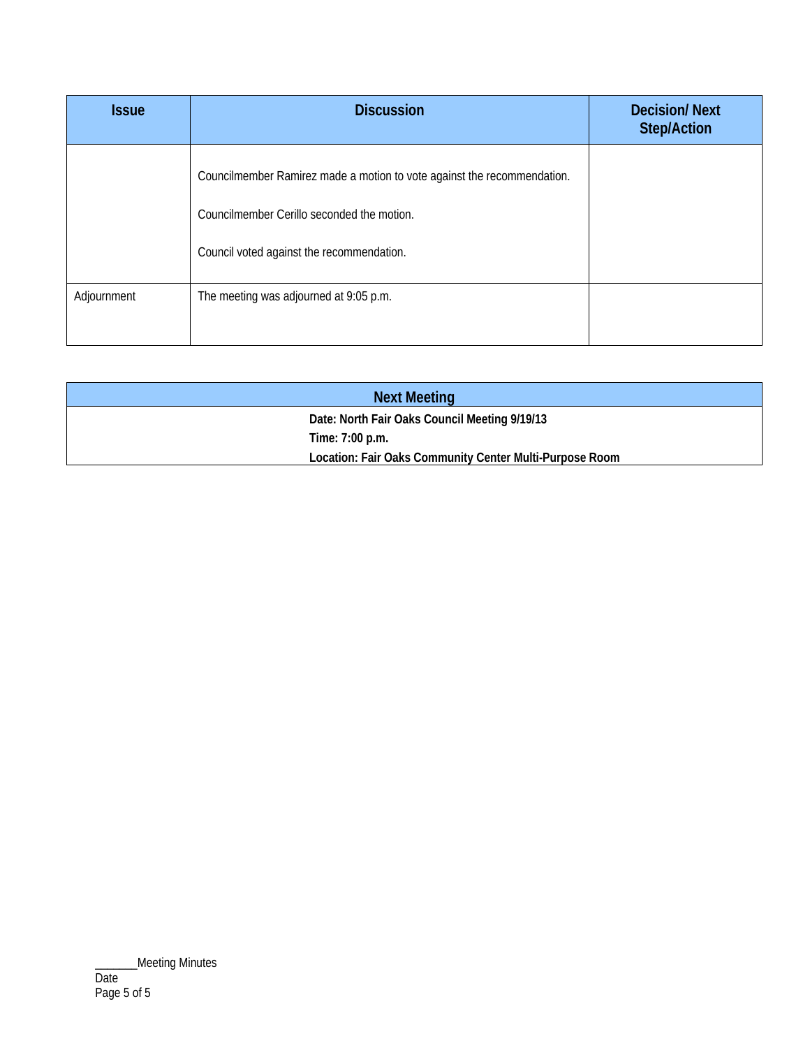| Issue | Discussion | Decision/ Next Step/Action |
|---|---|---|
| | Councilmember Ramirez made a motion to vote against the recommendation.<br><br>Councilmember Cerillo seconded the motion.<br><br>Council voted against the recommendation. | |
| Adjournment | The meeting was adjourned at 9:05 p.m. | |

| Next Meeting |
|---|
| **Date: North Fair Oaks Council Meeting 9/19/13**<br>**Time: 7:00 p.m.**<br>**Location: Fair Oaks Community Center Multi-Purpose Room** |

_______Meeting Minutes
Date